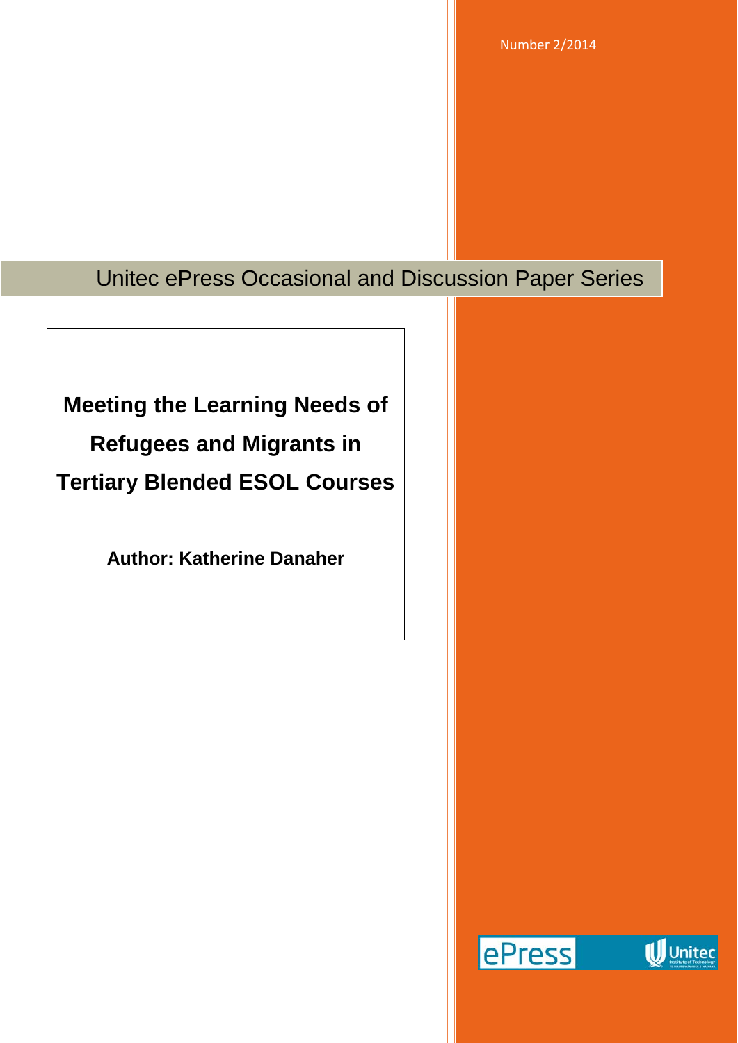Number 2/2014

Unitec ePress Occasional and Discussion Paper Series

# Meeting the Learning Needs of Refugees and Migrants in Tertiary Blended ESOL Courses

**Author: Katherine Danaher**

ePress Unitec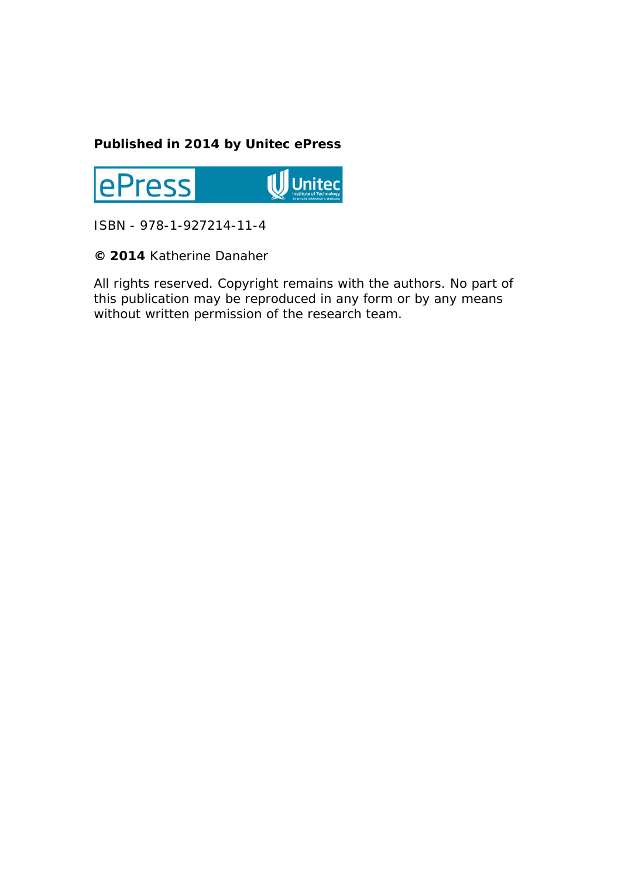**Published in 2014 by Unitec ePress**

ISBN - 978-1-927214-11-4

**© 2014** Katherine Danaher

All rights reserved. Copyright remains with the authors. No part of this publication may be reproduced in any form or by any means without written permission of the research team.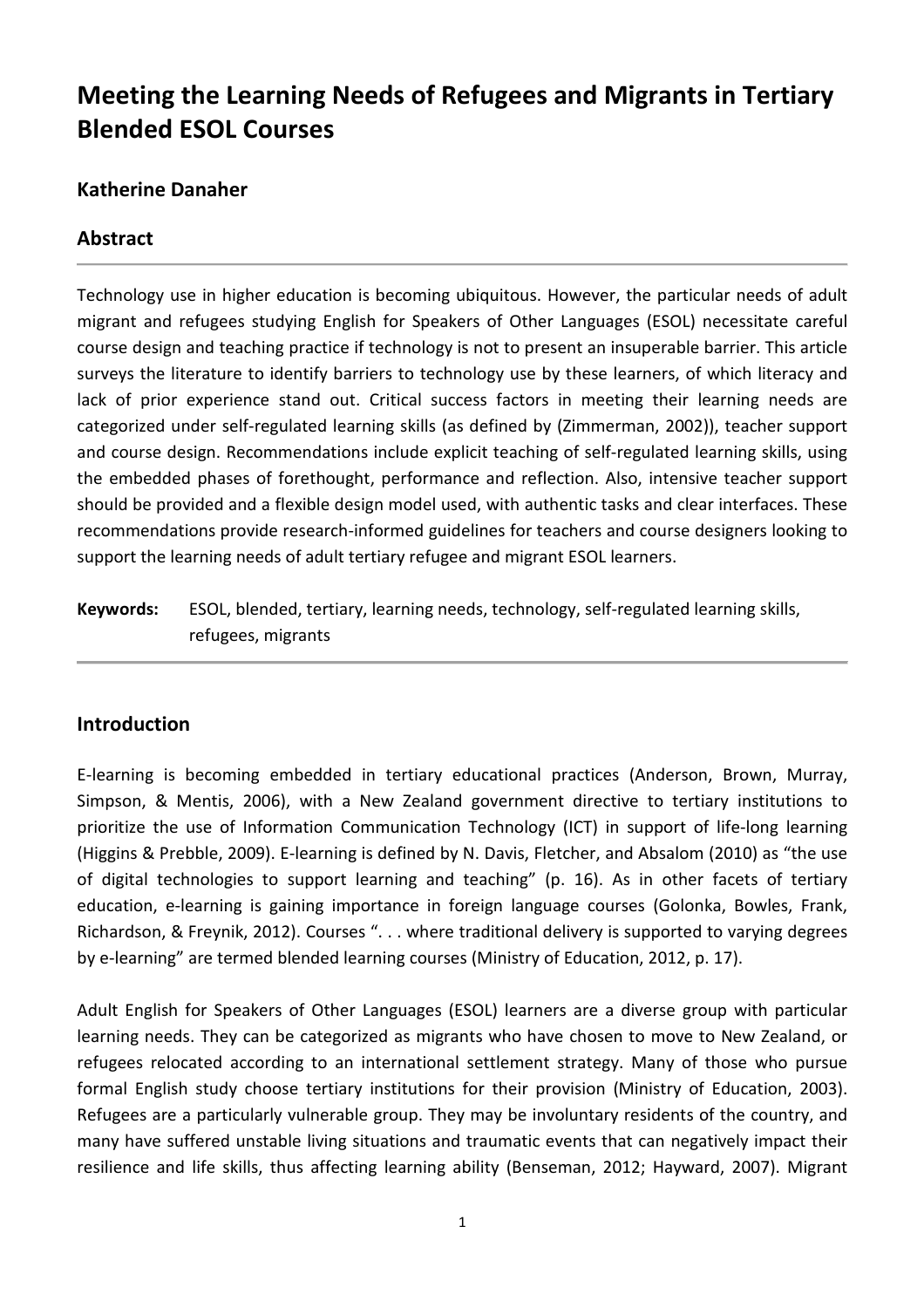# Meeting the Learning Needs of Refugees and Migrants in Tertiary Blended ESOL Courses

## Katherine Danaher

## Abstract

Technology use in higher education is becoming ubiquitous. However, the particular needs of adult migrant and refugees studying English for Speakers of Other Languages (ESOL) necessitate careful course design and teaching practice if technology is not to present an insuperable barrier. This article surveys the literature to identify barriers to technology use by these learners, of which literacy and lack of prior experience stand out. Critical success factors in meeting their learning needs are categorized under self-regulated learning skills (as defined by (Zimmerman, 2002)), teacher support and course design. Recommendations include explicit teaching of self-regulated learning skills, using the embedded phases of forethought, performance and reflection. Also, intensive teacher support should be provided and a flexible design model used, with authentic tasks and clear interfaces. These recommendations provide research-informed guidelines for teachers and course designers looking to support the learning needs of adult tertiary refugee and migrant ESOL learners.

**Keywords:** ESOL, blended, tertiary, learning needs, technology, self-regulated learning skills, refugees, migrants

## Introduction

E-learning is becoming embedded in tertiary educational practices (Anderson, Brown, Murray, Simpson, & Mentis, 2006), with a New Zealand government directive to tertiary institutions to prioritize the use of Information Communication Technology (ICT) in support of life-long learning (Higgins & Prebble, 2009). E-learning is defined by N. Davis, Fletcher, and Absalom (2010) as "the use of digital technologies to support learning and teaching" (p. 16). As in other facets of tertiary education, e-learning is gaining importance in foreign language courses (Golonka, Bowles, Frank, Richardson, & Freynik, 2012). Courses ". . . where traditional delivery is supported to varying degrees by e-learning" are termed blended learning courses (Ministry of Education, 2012, p. 17).

Adult English for Speakers of Other Languages (ESOL) learners are a diverse group with particular learning needs. They can be categorized as migrants who have chosen to move to New Zealand, or refugees relocated according to an international settlement strategy. Many of those who pursue formal English study choose tertiary institutions for their provision (Ministry of Education, 2003). Refugees are a particularly vulnerable group. They may be involuntary residents of the country, and many have suffered unstable living situations and traumatic events that can negatively impact their resilience and life skills, thus affecting learning ability (Benseman, 2012; Hayward, 2007). Migrant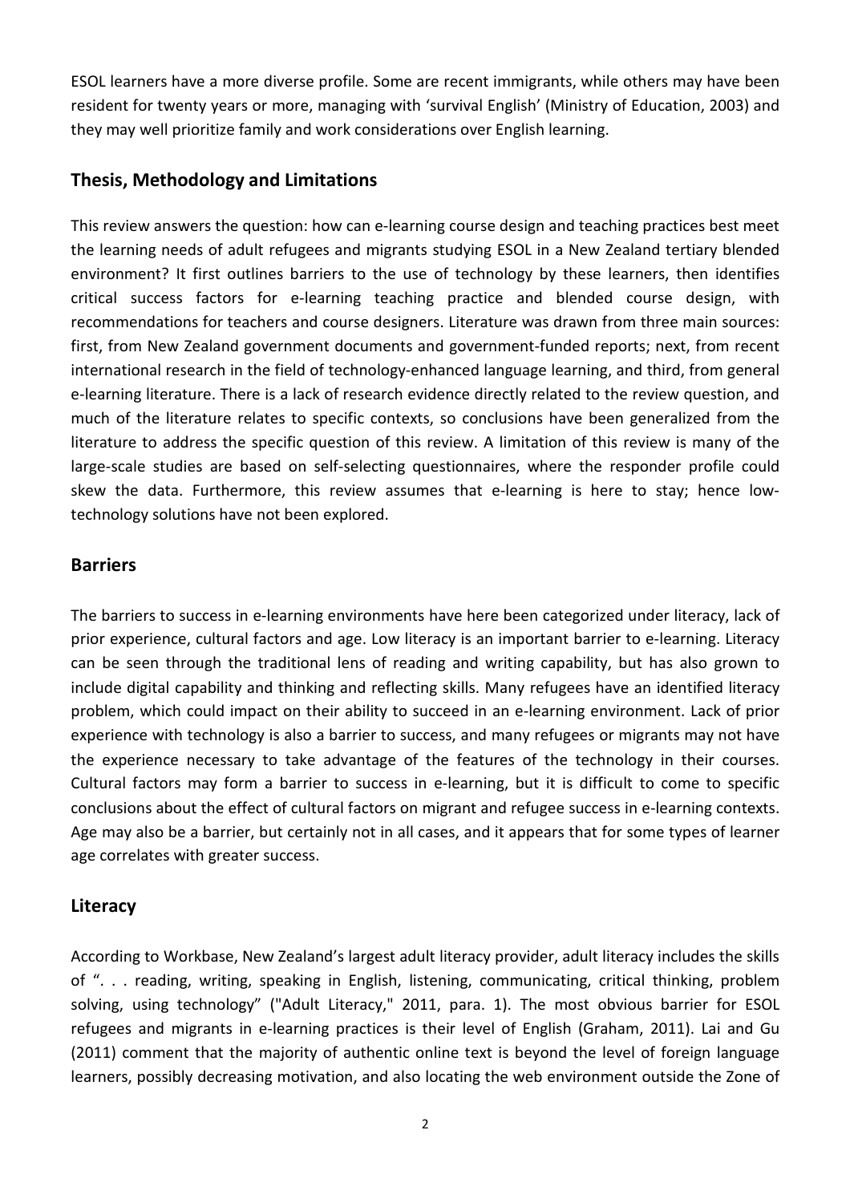ESOL learners have a more diverse profile. Some are recent immigrants, while others may have been resident for twenty years or more, managing with 'survival English' (Ministry of Education, 2003) and they may well prioritize family and work considerations over English learning.

## Thesis, Methodology and Limitations

This review answers the question: how can e-learning course design and teaching practices best meet the learning needs of adult refugees and migrants studying ESOL in a New Zealand tertiary blended environment? It first outlines barriers to the use of technology by these learners, then identifies critical success factors for e-learning teaching practice and blended course design, with recommendations for teachers and course designers. Literature was drawn from three main sources: first, from New Zealand government documents and government-funded reports; next, from recent international research in the field of technology-enhanced language learning, and third, from general e-learning literature. There is a lack of research evidence directly related to the review question, and much of the literature relates to specific contexts, so conclusions have been generalized from the literature to address the specific question of this review. A limitation of this review is many of the large-scale studies are based on self-selecting questionnaires, where the responder profile could skew the data. Furthermore, this review assumes that e-learning is here to stay; hence low-technology solutions have not been explored.

## Barriers

The barriers to success in e-learning environments have here been categorized under literacy, lack of prior experience, cultural factors and age. Low literacy is an important barrier to e-learning. Literacy can be seen through the traditional lens of reading and writing capability, but has also grown to include digital capability and thinking and reflecting skills. Many refugees have an identified literacy problem, which could impact on their ability to succeed in an e-learning environment. Lack of prior experience with technology is also a barrier to success, and many refugees or migrants may not have the experience necessary to take advantage of the features of the technology in their courses. Cultural factors may form a barrier to success in e-learning, but it is difficult to come to specific conclusions about the effect of cultural factors on migrant and refugee success in e-learning contexts. Age may also be a barrier, but certainly not in all cases, and it appears that for some types of learner age correlates with greater success.

## Literacy

According to Workbase, New Zealand's largest adult literacy provider, adult literacy includes the skills of ". . . reading, writing, speaking in English, listening, communicating, critical thinking, problem solving, using technology" ("Adult Literacy," 2011, para. 1). The most obvious barrier for ESOL refugees and migrants in e-learning practices is their level of English (Graham, 2011). Lai and Gu (2011) comment that the majority of authentic online text is beyond the level of foreign language learners, possibly decreasing motivation, and also locating the web environment outside the Zone of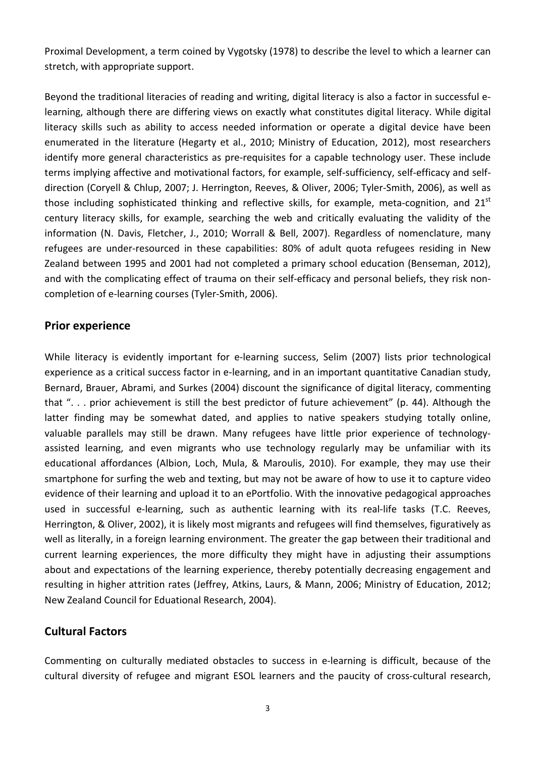Proximal Development, a term coined by Vygotsky (1978) to describe the level to which a learner can stretch, with appropriate support.

Beyond the traditional literacies of reading and writing, digital literacy is also a factor in successful e-learning, although there are differing views on exactly what constitutes digital literacy. While digital literacy skills such as ability to access needed information or operate a digital device have been enumerated in the literature (Hegarty et al., 2010; Ministry of Education, 2012), most researchers identify more general characteristics as pre-requisites for a capable technology user. These include terms implying affective and motivational factors, for example, self-sufficiency, self-efficacy and self-direction (Coryell & Chlup, 2007; J. Herrington, Reeves, & Oliver, 2006; Tyler-Smith, 2006), as well as those including sophisticated thinking and reflective skills, for example, meta-cognition, and 21st century literacy skills, for example, searching the web and critically evaluating the validity of the information (N. Davis, Fletcher, J., 2010; Worrall & Bell, 2007). Regardless of nomenclature, many refugees are under-resourced in these capabilities: 80% of adult quota refugees residing in New Zealand between 1995 and 2001 had not completed a primary school education (Benseman, 2012), and with the complicating effect of trauma on their self-efficacy and personal beliefs, they risk non-completion of e-learning courses (Tyler-Smith, 2006).

## Prior experience

While literacy is evidently important for e-learning success, Selim (2007) lists prior technological experience as a critical success factor in e-learning, and in an important quantitative Canadian study, Bernard, Brauer, Abrami, and Surkes (2004) discount the significance of digital literacy, commenting that ". . . prior achievement is still the best predictor of future achievement" (p. 44). Although the latter finding may be somewhat dated, and applies to native speakers studying totally online, valuable parallels may still be drawn. Many refugees have little prior experience of technology-assisted learning, and even migrants who use technology regularly may be unfamiliar with its educational affordances (Albion, Loch, Mula, & Maroulis, 2010). For example, they may use their smartphone for surfing the web and texting, but may not be aware of how to use it to capture video evidence of their learning and upload it to an ePortfolio. With the innovative pedagogical approaches used in successful e-learning, such as authentic learning with its real-life tasks (T.C. Reeves, Herrington, & Oliver, 2002), it is likely most migrants and refugees will find themselves, figuratively as well as literally, in a foreign learning environment. The greater the gap between their traditional and current learning experiences, the more difficulty they might have in adjusting their assumptions about and expectations of the learning experience, thereby potentially decreasing engagement and resulting in higher attrition rates (Jeffrey, Atkins, Laurs, & Mann, 2006; Ministry of Education, 2012; New Zealand Council for Eduational Research, 2004).

## Cultural Factors

Commenting on culturally mediated obstacles to success in e-learning is difficult, because of the cultural diversity of refugee and migrant ESOL learners and the paucity of cross-cultural research,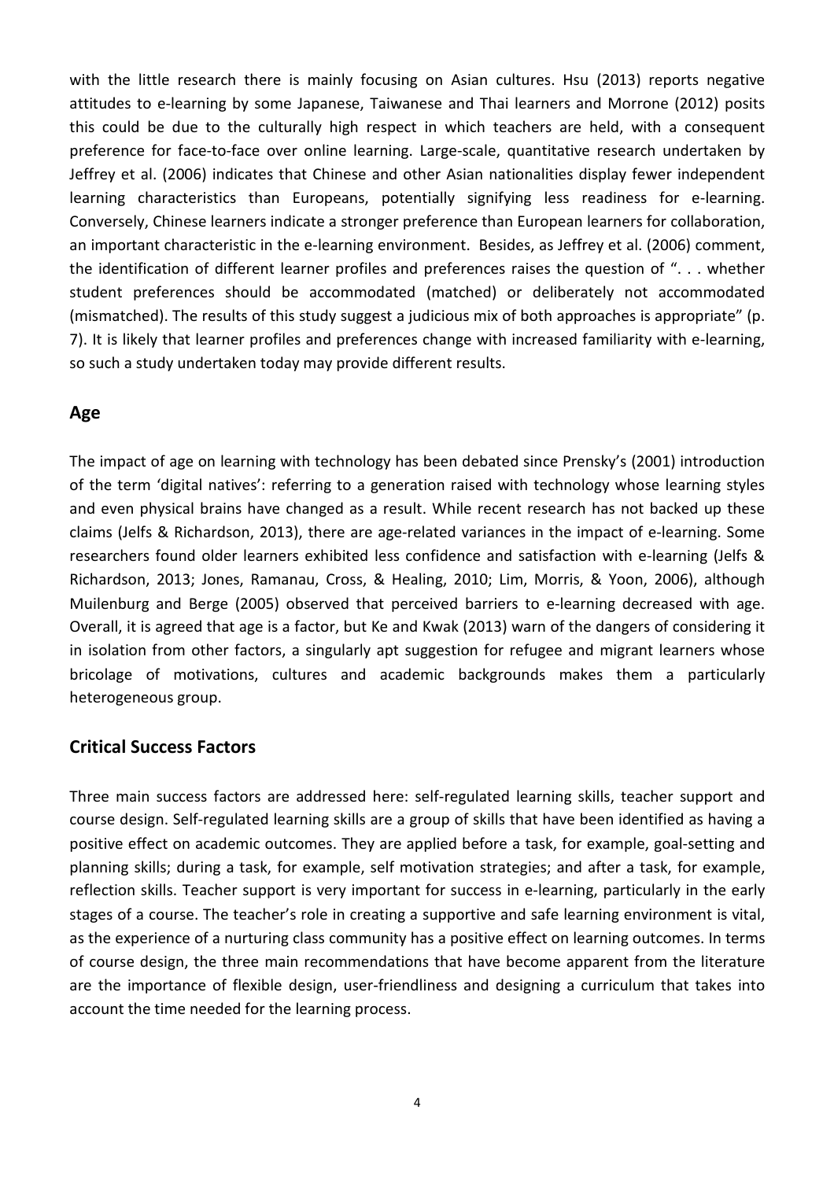with the little research there is mainly focusing on Asian cultures. Hsu (2013) reports negative attitudes to e-learning by some Japanese, Taiwanese and Thai learners and Morrone (2012) posits this could be due to the culturally high respect in which teachers are held, with a consequent preference for face-to-face over online learning. Large-scale, quantitative research undertaken by Jeffrey et al. (2006) indicates that Chinese and other Asian nationalities display fewer independent learning characteristics than Europeans, potentially signifying less readiness for e-learning. Conversely, Chinese learners indicate a stronger preference than European learners for collaboration, an important characteristic in the e-learning environment. Besides, as Jeffrey et al. (2006) comment, the identification of different learner profiles and preferences raises the question of ". . . whether student preferences should be accommodated (matched) or deliberately not accommodated (mismatched). The results of this study suggest a judicious mix of both approaches is appropriate" (p. 7). It is likely that learner profiles and preferences change with increased familiarity with e-learning, so such a study undertaken today may provide different results.

## Age

The impact of age on learning with technology has been debated since Prensky's (2001) introduction of the term 'digital natives': referring to a generation raised with technology whose learning styles and even physical brains have changed as a result. While recent research has not backed up these claims (Jelfs & Richardson, 2013), there are age-related variances in the impact of e-learning. Some researchers found older learners exhibited less confidence and satisfaction with e-learning (Jelfs & Richardson, 2013; Jones, Ramanau, Cross, & Healing, 2010; Lim, Morris, & Yoon, 2006), although Muilenburg and Berge (2005) observed that perceived barriers to e-learning decreased with age. Overall, it is agreed that age is a factor, but Ke and Kwak (2013) warn of the dangers of considering it in isolation from other factors, a singularly apt suggestion for refugee and migrant learners whose bricolage of motivations, cultures and academic backgrounds makes them a particularly heterogeneous group.

## Critical Success Factors

Three main success factors are addressed here: self-regulated learning skills, teacher support and course design. Self-regulated learning skills are a group of skills that have been identified as having a positive effect on academic outcomes. They are applied before a task, for example, goal-setting and planning skills; during a task, for example, self motivation strategies; and after a task, for example, reflection skills. Teacher support is very important for success in e-learning, particularly in the early stages of a course. The teacher's role in creating a supportive and safe learning environment is vital, as the experience of a nurturing class community has a positive effect on learning outcomes. In terms of course design, the three main recommendations that have become apparent from the literature are the importance of flexible design, user-friendliness and designing a curriculum that takes into account the time needed for the learning process.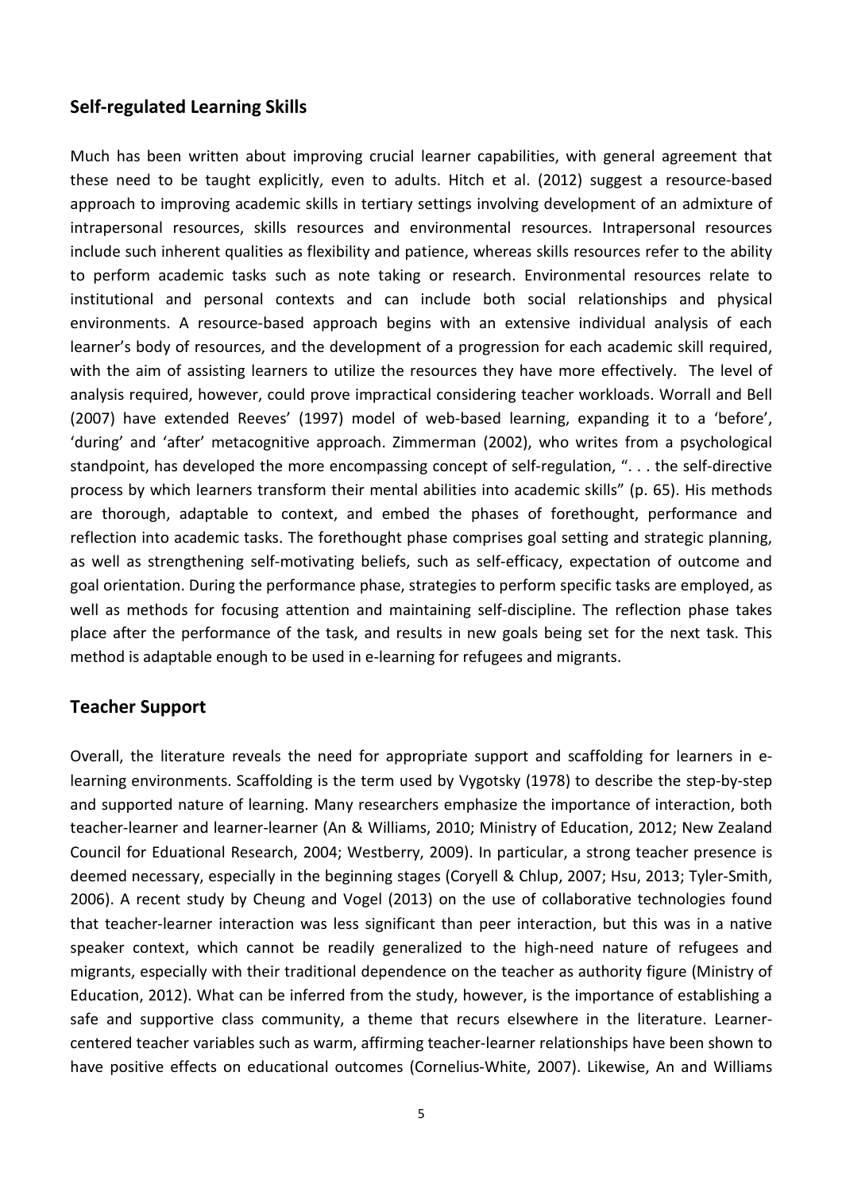## Self-regulated Learning Skills

Much has been written about improving crucial learner capabilities, with general agreement that these need to be taught explicitly, even to adults. Hitch et al. (2012) suggest a resource-based approach to improving academic skills in tertiary settings involving development of an admixture of intrapersonal resources, skills resources and environmental resources. Intrapersonal resources include such inherent qualities as flexibility and patience, whereas skills resources refer to the ability to perform academic tasks such as note taking or research. Environmental resources relate to institutional and personal contexts and can include both social relationships and physical environments. A resource-based approach begins with an extensive individual analysis of each learner's body of resources, and the development of a progression for each academic skill required, with the aim of assisting learners to utilize the resources they have more effectively. The level of analysis required, however, could prove impractical considering teacher workloads. Worrall and Bell (2007) have extended Reeves' (1997) model of web-based learning, expanding it to a 'before', 'during' and 'after' metacognitive approach. Zimmerman (2002), who writes from a psychological standpoint, has developed the more encompassing concept of self-regulation, ". . . the self-directive process by which learners transform their mental abilities into academic skills" (p. 65). His methods are thorough, adaptable to context, and embed the phases of forethought, performance and reflection into academic tasks. The forethought phase comprises goal setting and strategic planning, as well as strengthening self-motivating beliefs, such as self-efficacy, expectation of outcome and goal orientation. During the performance phase, strategies to perform specific tasks are employed, as well as methods for focusing attention and maintaining self-discipline. The reflection phase takes place after the performance of the task, and results in new goals being set for the next task. This method is adaptable enough to be used in e-learning for refugees and migrants.

## Teacher Support

Overall, the literature reveals the need for appropriate support and scaffolding for learners in e-learning environments. Scaffolding is the term used by Vygotsky (1978) to describe the step-by-step and supported nature of learning. Many researchers emphasize the importance of interaction, both teacher-learner and learner-learner (An & Williams, 2010; Ministry of Education, 2012; New Zealand Council for Eduational Research, 2004; Westberry, 2009). In particular, a strong teacher presence is deemed necessary, especially in the beginning stages (Coryell & Chlup, 2007; Hsu, 2013; Tyler-Smith, 2006). A recent study by Cheung and Vogel (2013) on the use of collaborative technologies found that teacher-learner interaction was less significant than peer interaction, but this was in a native speaker context, which cannot be readily generalized to the high-need nature of refugees and migrants, especially with their traditional dependence on the teacher as authority figure (Ministry of Education, 2012). What can be inferred from the study, however, is the importance of establishing a safe and supportive class community, a theme that recurs elsewhere in the literature. Learner-centered teacher variables such as warm, affirming teacher-learner relationships have been shown to have positive effects on educational outcomes (Cornelius-White, 2007). Likewise, An and Williams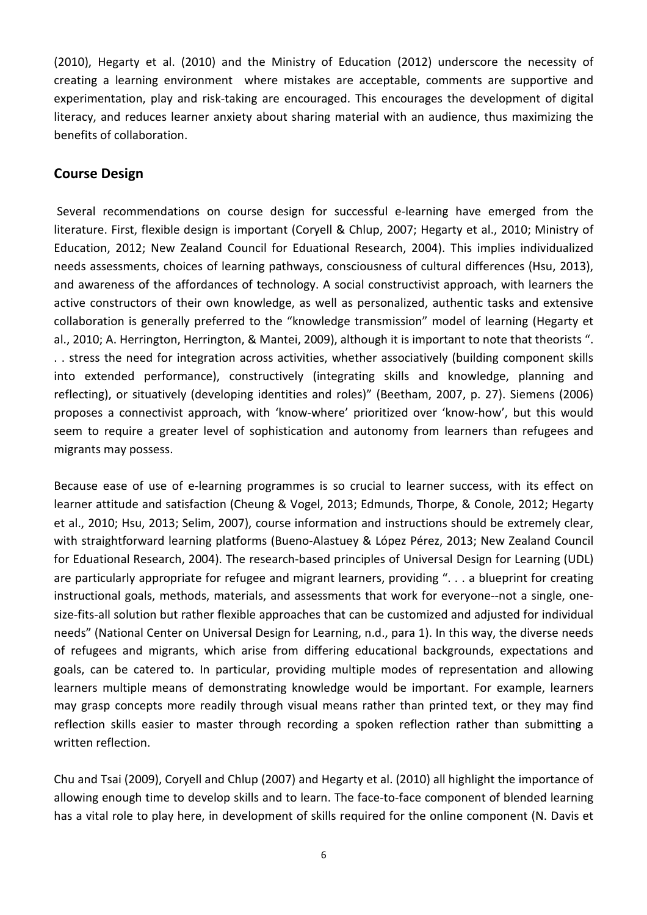(2010), Hegarty et al. (2010) and the Ministry of Education (2012) underscore the necessity of creating a learning environment where mistakes are acceptable, comments are supportive and experimentation, play and risk-taking are encouraged. This encourages the development of digital literacy, and reduces learner anxiety about sharing material with an audience, thus maximizing the benefits of collaboration.

## Course Design

Several recommendations on course design for successful e-learning have emerged from the literature. First, flexible design is important (Coryell & Chlup, 2007; Hegarty et al., 2010; Ministry of Education, 2012; New Zealand Council for Eduational Research, 2004). This implies individualized needs assessments, choices of learning pathways, consciousness of cultural differences (Hsu, 2013), and awareness of the affordances of technology. A social constructivist approach, with learners the active constructors of their own knowledge, as well as personalized, authentic tasks and extensive collaboration is generally preferred to the "knowledge transmission" model of learning (Hegarty et al., 2010; A. Herrington, Herrington, & Mantei, 2009), although it is important to note that theorists ". . . stress the need for integration across activities, whether associatively (building component skills into extended performance), constructively (integrating skills and knowledge, planning and reflecting), or situatively (developing identities and roles)" (Beetham, 2007, p. 27). Siemens (2006) proposes a connectivist approach, with 'know-where' prioritized over 'know-how', but this would seem to require a greater level of sophistication and autonomy from learners than refugees and migrants may possess.

Because ease of use of e-learning programmes is so crucial to learner success, with its effect on learner attitude and satisfaction (Cheung & Vogel, 2013; Edmunds, Thorpe, & Conole, 2012; Hegarty et al., 2010; Hsu, 2013; Selim, 2007), course information and instructions should be extremely clear, with straightforward learning platforms (Bueno-Alastuey & López Pérez, 2013; New Zealand Council for Eduational Research, 2004). The research-based principles of Universal Design for Learning (UDL) are particularly appropriate for refugee and migrant learners, providing ". . . a blueprint for creating instructional goals, methods, materials, and assessments that work for everyone--not a single, one-size-fits-all solution but rather flexible approaches that can be customized and adjusted for individual needs" (National Center on Universal Design for Learning, n.d., para 1). In this way, the diverse needs of refugees and migrants, which arise from differing educational backgrounds, expectations and goals, can be catered to. In particular, providing multiple modes of representation and allowing learners multiple means of demonstrating knowledge would be important. For example, learners may grasp concepts more readily through visual means rather than printed text, or they may find reflection skills easier to master through recording a spoken reflection rather than submitting a written reflection.

Chu and Tsai (2009), Coryell and Chlup (2007) and Hegarty et al. (2010) all highlight the importance of allowing enough time to develop skills and to learn. The face-to-face component of blended learning has a vital role to play here, in development of skills required for the online component (N. Davis et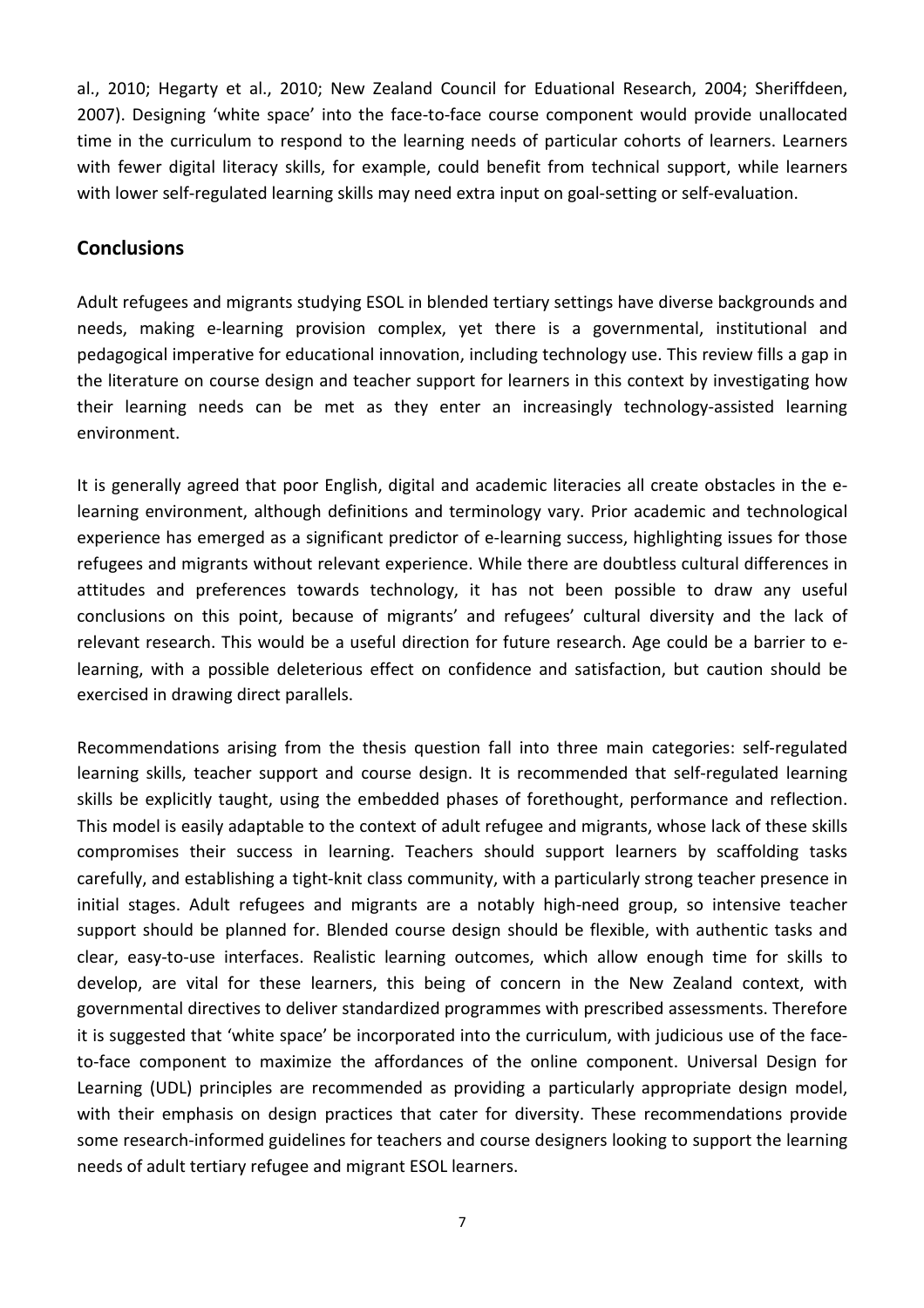al., 2010; Hegarty et al., 2010; New Zealand Council for Eduational Research, 2004; Sheriffdeen, 2007). Designing 'white space' into the face-to-face course component would provide unallocated time in the curriculum to respond to the learning needs of particular cohorts of learners. Learners with fewer digital literacy skills, for example, could benefit from technical support, while learners with lower self-regulated learning skills may need extra input on goal-setting or self-evaluation.

## Conclusions

Adult refugees and migrants studying ESOL in blended tertiary settings have diverse backgrounds and needs, making e-learning provision complex, yet there is a governmental, institutional and pedagogical imperative for educational innovation, including technology use. This review fills a gap in the literature on course design and teacher support for learners in this context by investigating how their learning needs can be met as they enter an increasingly technology-assisted learning environment.

It is generally agreed that poor English, digital and academic literacies all create obstacles in the e-learning environment, although definitions and terminology vary. Prior academic and technological experience has emerged as a significant predictor of e-learning success, highlighting issues for those refugees and migrants without relevant experience. While there are doubtless cultural differences in attitudes and preferences towards technology, it has not been possible to draw any useful conclusions on this point, because of migrants' and refugees' cultural diversity and the lack of relevant research. This would be a useful direction for future research. Age could be a barrier to e-learning, with a possible deleterious effect on confidence and satisfaction, but caution should be exercised in drawing direct parallels.

Recommendations arising from the thesis question fall into three main categories: self-regulated learning skills, teacher support and course design. It is recommended that self-regulated learning skills be explicitly taught, using the embedded phases of forethought, performance and reflection. This model is easily adaptable to the context of adult refugee and migrants, whose lack of these skills compromises their success in learning. Teachers should support learners by scaffolding tasks carefully, and establishing a tight-knit class community, with a particularly strong teacher presence in initial stages. Adult refugees and migrants are a notably high-need group, so intensive teacher support should be planned for. Blended course design should be flexible, with authentic tasks and clear, easy-to-use interfaces. Realistic learning outcomes, which allow enough time for skills to develop, are vital for these learners, this being of concern in the New Zealand context, with governmental directives to deliver standardized programmes with prescribed assessments. Therefore it is suggested that 'white space' be incorporated into the curriculum, with judicious use of the face-to-face component to maximize the affordances of the online component. Universal Design for Learning (UDL) principles are recommended as providing a particularly appropriate design model, with their emphasis on design practices that cater for diversity. These recommendations provide some research-informed guidelines for teachers and course designers looking to support the learning needs of adult tertiary refugee and migrant ESOL learners.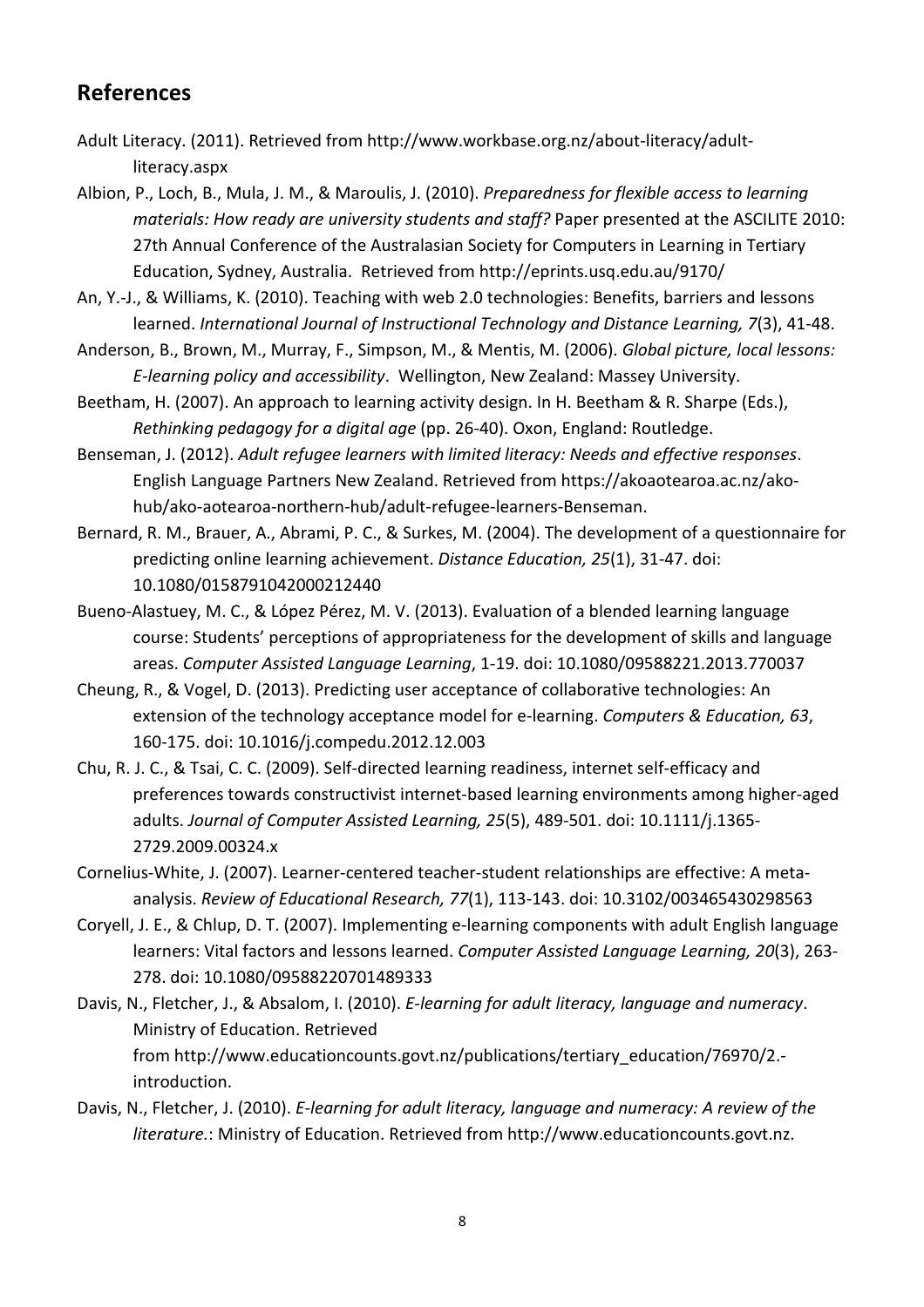## References

Adult Literacy. (2011). Retrieved from http://www.workbase.org.nz/about-literacy/adult-literacy.aspx

Albion, P., Loch, B., Mula, J. M., & Maroulis, J. (2010). *Preparedness for flexible access to learning materials: How ready are university students and staff?* Paper presented at the ASCILITE 2010: 27th Annual Conference of the Australasian Society for Computers in Learning in Tertiary Education, Sydney, Australia. Retrieved from http://eprints.usq.edu.au/9170/

An, Y.-J., & Williams, K. (2010). Teaching with web 2.0 technologies: Benefits, barriers and lessons learned. *International Journal of Instructional Technology and Distance Learning, 7*(3), 41-48.

Anderson, B., Brown, M., Murray, F., Simpson, M., & Mentis, M. (2006). *Global picture, local lessons: E-learning policy and accessibility*. Wellington, New Zealand: Massey University.

Beetham, H. (2007). An approach to learning activity design. In H. Beetham & R. Sharpe (Eds.), *Rethinking pedagogy for a digital age* (pp. 26-40). Oxon, England: Routledge.

Benseman, J. (2012). *Adult refugee learners with limited literacy: Needs and effective responses*. English Language Partners New Zealand. Retrieved from https://akoaotearoa.ac.nz/ako-hub/ako-aotearoa-northern-hub/adult-refugee-learners-Benseman.

Bernard, R. M., Brauer, A., Abrami, P. C., & Surkes, M. (2004). The development of a questionnaire for predicting online learning achievement. *Distance Education, 25*(1), 31-47. doi: 10.1080/0158791042000212440

Bueno-Alastuey, M. C., & López Pérez, M. V. (2013). Evaluation of a blended learning language course: Students' perceptions of appropriateness for the development of skills and language areas. *Computer Assisted Language Learning*, 1-19. doi: 10.1080/09588221.2013.770037

Cheung, R., & Vogel, D. (2013). Predicting user acceptance of collaborative technologies: An extension of the technology acceptance model for e-learning. *Computers & Education, 63*, 160-175. doi: 10.1016/j.compedu.2012.12.003

Chu, R. J. C., & Tsai, C. C. (2009). Self-directed learning readiness, internet self-efficacy and preferences towards constructivist internet-based learning environments among higher-aged adults. *Journal of Computer Assisted Learning, 25*(5), 489-501. doi: 10.1111/j.1365-2729.2009.00324.x

Cornelius-White, J. (2007). Learner-centered teacher-student relationships are effective: A meta-analysis. *Review of Educational Research, 77*(1), 113-143. doi: 10.3102/003465430298563

Coryell, J. E., & Chlup, D. T. (2007). Implementing e-learning components with adult English language learners: Vital factors and lessons learned. *Computer Assisted Language Learning, 20*(3), 263-278. doi: 10.1080/09588220701489333

Davis, N., Fletcher, J., & Absalom, I. (2010). *E-learning for adult literacy, language and numeracy*. Ministry of Education. Retrieved from http://www.educationcounts.govt.nz/publications/tertiary_education/76970/2.-introduction.

Davis, N., Fletcher, J. (2010). *E-learning for adult literacy, language and numeracy: A review of the literature.*: Ministry of Education. Retrieved from http://www.educationcounts.govt.nz.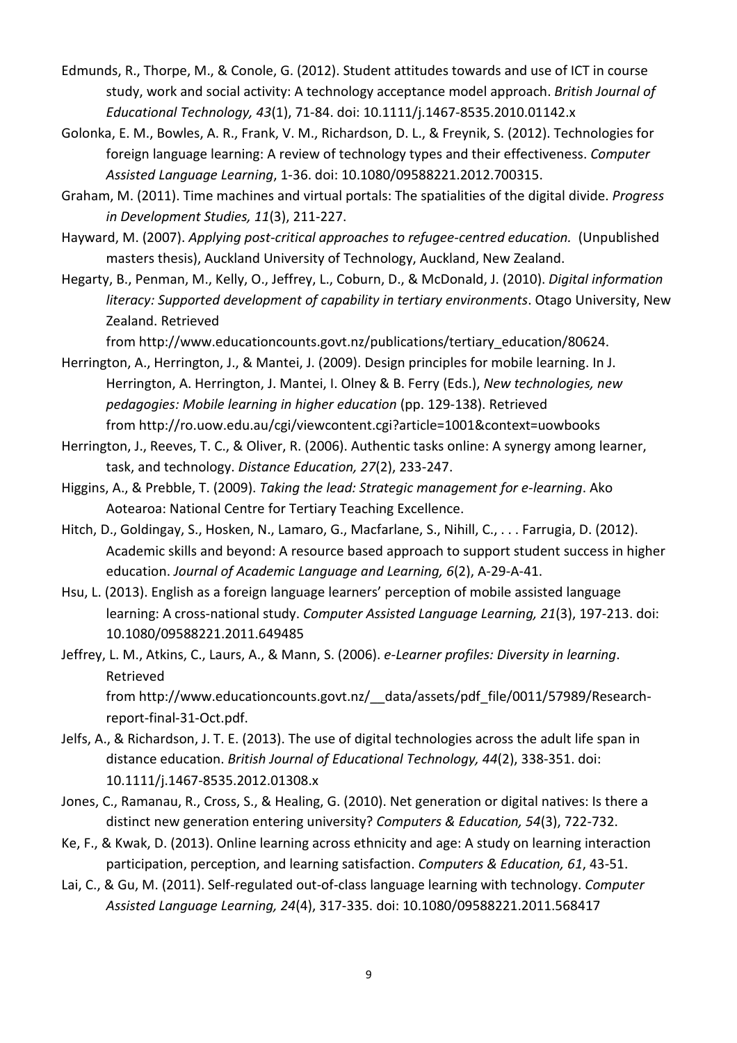Edmunds, R., Thorpe, M., & Conole, G. (2012). Student attitudes towards and use of ICT in course study, work and social activity: A technology acceptance model approach. *British Journal of Educational Technology, 43*(1), 71-84. doi: 10.1111/j.1467-8535.2010.01142.x

Golonka, E. M., Bowles, A. R., Frank, V. M., Richardson, D. L., & Freynik, S. (2012). Technologies for foreign language learning: A review of technology types and their effectiveness. *Computer Assisted Language Learning*, 1-36. doi: 10.1080/09588221.2012.700315.

Graham, M. (2011). Time machines and virtual portals: The spatialities of the digital divide. *Progress in Development Studies, 11*(3), 211-227.

Hayward, M. (2007). *Applying post-critical approaches to refugee-centred education.* (Unpublished masters thesis), Auckland University of Technology, Auckland, New Zealand.

Hegarty, B., Penman, M., Kelly, O., Jeffrey, L., Coburn, D., & McDonald, J. (2010). *Digital information literacy: Supported development of capability in tertiary environments*. Otago University, New Zealand. Retrieved from http://www.educationcounts.govt.nz/publications/tertiary_education/80624.

Herrington, A., Herrington, J., & Mantei, J. (2009). Design principles for mobile learning. In J. Herrington, A. Herrington, J. Mantei, I. Olney & B. Ferry (Eds.), *New technologies, new pedagogies: Mobile learning in higher education* (pp. 129-138). Retrieved from http://ro.uow.edu.au/cgi/viewcontent.cgi?article=1001&context=uowbooks

Herrington, J., Reeves, T. C., & Oliver, R. (2006). Authentic tasks online: A synergy among learner, task, and technology. *Distance Education, 27*(2), 233-247.

Higgins, A., & Prebble, T. (2009). *Taking the lead: Strategic management for e-learning*. Ako Aotearoa: National Centre for Tertiary Teaching Excellence.

Hitch, D., Goldingay, S., Hosken, N., Lamaro, G., Macfarlane, S., Nihill, C., . . . Farrugia, D. (2012). Academic skills and beyond: A resource based approach to support student success in higher education. *Journal of Academic Language and Learning, 6*(2), A-29-A-41.

Hsu, L. (2013). English as a foreign language learners' perception of mobile assisted language learning: A cross-national study. *Computer Assisted Language Learning, 21*(3), 197-213. doi: 10.1080/09588221.2011.649485

Jeffrey, L. M., Atkins, C., Laurs, A., & Mann, S. (2006). *e-Learner profiles: Diversity in learning*. Retrieved from http://www.educationcounts.govt.nz/__data/assets/pdf_file/0011/57989/Research-report-final-31-Oct.pdf.

Jelfs, A., & Richardson, J. T. E. (2013). The use of digital technologies across the adult life span in distance education. *British Journal of Educational Technology, 44*(2), 338-351. doi: 10.1111/j.1467-8535.2012.01308.x

Jones, C., Ramanau, R., Cross, S., & Healing, G. (2010). Net generation or digital natives: Is there a distinct new generation entering university? *Computers & Education, 54*(3), 722-732.

Ke, F., & Kwak, D. (2013). Online learning across ethnicity and age: A study on learning interaction participation, perception, and learning satisfaction. *Computers & Education, 61*, 43-51.

Lai, C., & Gu, M. (2011). Self-regulated out-of-class language learning with technology. *Computer Assisted Language Learning, 24*(4), 317-335. doi: 10.1080/09588221.2011.568417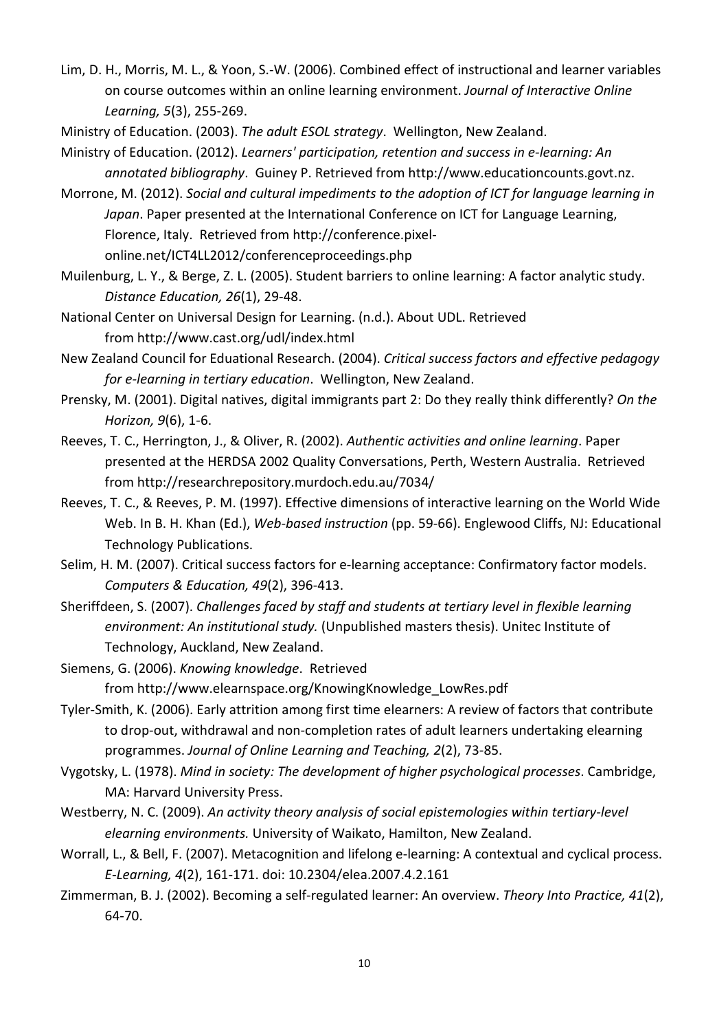Lim, D. H., Morris, M. L., & Yoon, S.-W. (2006). Combined effect of instructional and learner variables on course outcomes within an online learning environment. *Journal of Interactive Online Learning, 5*(3), 255-269.

Ministry of Education. (2003). *The adult ESOL strategy*. Wellington, New Zealand.

Ministry of Education. (2012). *Learners' participation, retention and success in e-learning: An annotated bibliography*. Guiney P. Retrieved from http://www.educationcounts.govt.nz.

Morrone, M. (2012). *Social and cultural impediments to the adoption of ICT for language learning in Japan*. Paper presented at the International Conference on ICT for Language Learning, Florence, Italy. Retrieved from http://conference.pixel-online.net/ICT4LL2012/conferenceproceedings.php

Muilenburg, L. Y., & Berge, Z. L. (2005). Student barriers to online learning: A factor analytic study. *Distance Education, 26*(1), 29-48.

National Center on Universal Design for Learning. (n.d.). About UDL. Retrieved from http://www.cast.org/udl/index.html

New Zealand Council for Eduational Research. (2004). *Critical success factors and effective pedagogy for e-learning in tertiary education*. Wellington, New Zealand.

Prensky, M. (2001). Digital natives, digital immigrants part 2: Do they really think differently? *On the Horizon, 9*(6), 1-6.

Reeves, T. C., Herrington, J., & Oliver, R. (2002). *Authentic activities and online learning*. Paper presented at the HERDSA 2002 Quality Conversations, Perth, Western Australia. Retrieved from http://researchrepository.murdoch.edu.au/7034/

Reeves, T. C., & Reeves, P. M. (1997). Effective dimensions of interactive learning on the World Wide Web. In B. H. Khan (Ed.), *Web-based instruction* (pp. 59-66). Englewood Cliffs, NJ: Educational Technology Publications.

Selim, H. M. (2007). Critical success factors for e-learning acceptance: Confirmatory factor models. *Computers & Education, 49*(2), 396-413.

Sheriffdeen, S. (2007). *Challenges faced by staff and students at tertiary level in flexible learning environment: An institutional study.* (Unpublished masters thesis). Unitec Institute of Technology, Auckland, New Zealand.

Siemens, G. (2006). *Knowing knowledge*. Retrieved from http://www.elearnspace.org/KnowingKnowledge_LowRes.pdf

Tyler-Smith, K. (2006). Early attrition among first time elearners: A review of factors that contribute to drop-out, withdrawal and non-completion rates of adult learners undertaking elearning programmes. *Journal of Online Learning and Teaching, 2*(2), 73-85.

Vygotsky, L. (1978). *Mind in society: The development of higher psychological processes*. Cambridge, MA: Harvard University Press.

Westberry, N. C. (2009). *An activity theory analysis of social epistemologies within tertiary-level elearning environments.* University of Waikato, Hamilton, New Zealand.

Worrall, L., & Bell, F. (2007). Metacognition and lifelong e-learning: A contextual and cyclical process. *E-Learning, 4*(2), 161-171. doi: 10.2304/elea.2007.4.2.161

Zimmerman, B. J. (2002). Becoming a self-regulated learner: An overview. *Theory Into Practice, 41*(2), 64-70.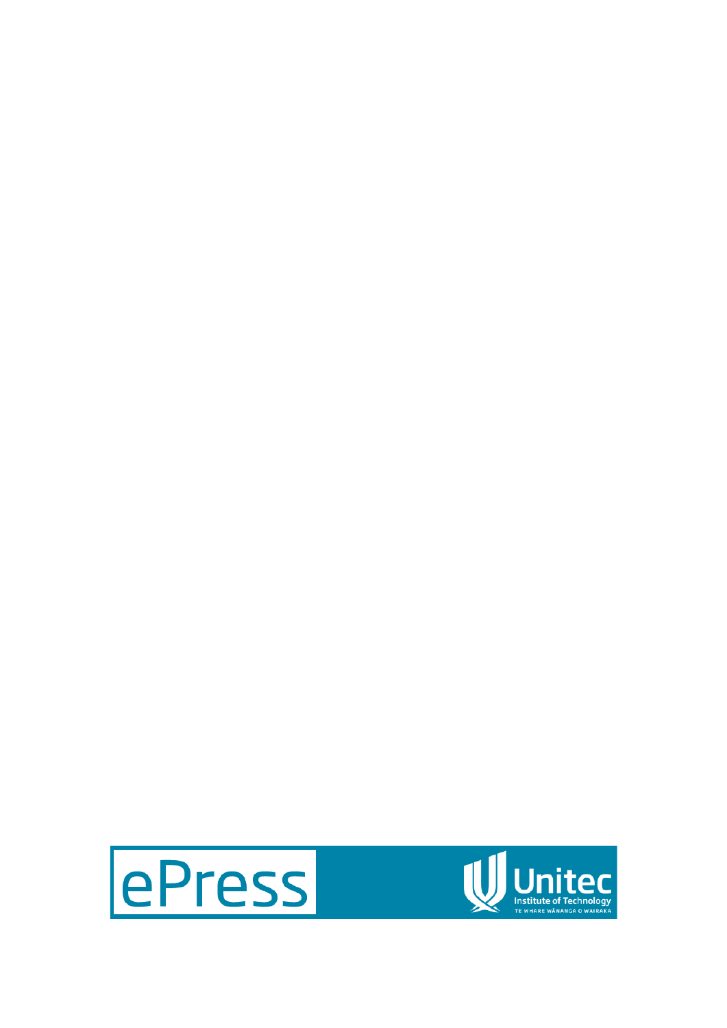ePress

Unitec
Institute of Technology
TE WHARE WĀNANGA O WAIRAKA